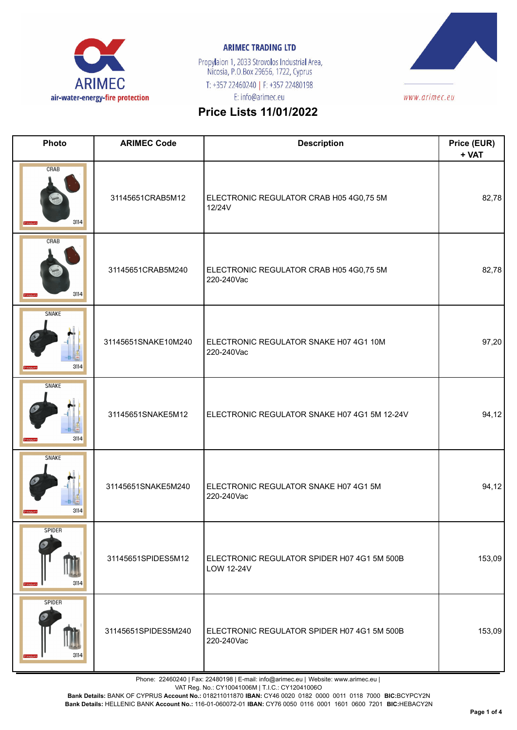**ARIMEC TRADING LTD**

Propylaion 1, 2033 Strovolos Industrial Area,
Nicosia, P.O.Box 29656, 1722, Cyprus
T: +357 22460240 | F: +357 22480198
E: info@arimec.eu

www.arimec.eu

# Price Lists 11/01/2022

| Photo | ARIMEC Code | Description | Price (EUR) + VAT |
|---|---|---|---|
| | 31145651CRAB5M12 | ELECTRONIC REGULATOR CRAB H05 4G0,75 5M 12/24V | 82,78 |
| | 31145651CRAB5M240 | ELECTRONIC REGULATOR CRAB H05 4G0,75 5M 220-240Vac | 82,78 |
| | 31145651SNAKE10M240 | ELECTRONIC REGULATOR SNAKE H07 4G1 10M 220-240Vac | 97,20 |
| | 31145651SNAKE5M12 | ELECTRONIC REGULATOR SNAKE H07 4G1 5M 12-24V | 94,12 |
| | 31145651SNAKE5M240 | ELECTRONIC REGULATOR SNAKE H07 4G1 5M 220-240Vac | 94,12 |
| | 31145651SPIDES5M12 | ELECTRONIC REGULATOR SPIDER H07 4G1 5M 500B LOW 12-24V | 153,09 |
| | 31145651SPIDES5M240 | ELECTRONIC REGULATOR SPIDER H07 4G1 5M 500B 220-240Vac | 153,09 |

Phone: 22460240 | Fax: 22480198 | E-mail: info@arimec.eu | Website: www.arimec.eu |
VAT Reg. No.: CY10041006M | T.I.C.: CY12041006O
**Bank Details:** BANK OF CYPRUS **Account No.:** 018211011870 **IBAN:** CY46 0020 0182 0000 0011 0118 7000 **BIC:**BCYPCY2N
**Bank Details:** HELLENIC BANK **Account No.:** 116-01-060072-01 **IBAN:** CY76 0050 0116 0001 1601 0600 7201 **BIC:**HEBACY2N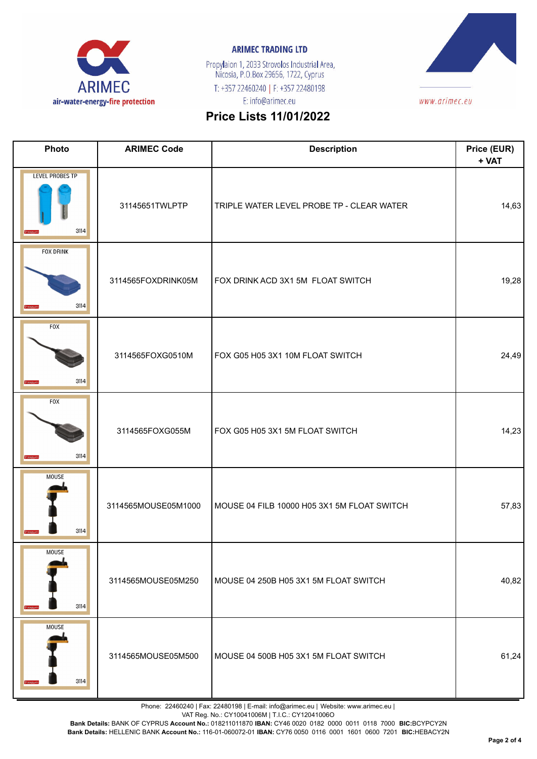**ARIMEC TRADING LTD**

Propylaion 1, 2033 Strovolos Industrial Area, Nicosia, P.O.Box 29656, 1722, Cyprus
T: +357 22460240 | F: +357 22480198
E: info@arimec.eu

www.arimec.eu

# Price Lists 11/01/2022

| Photo | ARIMEC Code | Description | Price (EUR) + VAT |
|---|---|---|---|
| LEVEL PROBES TP 3114 | 31145651TWLPTP | TRIPLE WATER LEVEL PROBE TP - CLEAR WATER | 14,63 |
| FOX DRINK 3114 | 3114565FOXDRINK05M | FOX DRINK ACD 3X1 5M FLOAT SWITCH | 19,28 |
| FOX 3114 | 3114565FOXG0510M | FOX G05 H05 3X1 10M FLOAT SWITCH | 24,49 |
| FOX 3114 | 3114565FOXG055M | FOX G05 H05 3X1 5M FLOAT SWITCH | 14,23 |
| MOUSE 3114 | 3114565MOUSE05M1000 | MOUSE 04 FILB 10000 H05 3X1 5M FLOAT SWITCH | 57,83 |
| MOUSE 3114 | 3114565MOUSE05M250 | MOUSE 04 250B H05 3X1 5M FLOAT SWITCH | 40,82 |
| MOUSE 3114 | 3114565MOUSE05M500 | MOUSE 04 500B H05 3X1 5M FLOAT SWITCH | 61,24 |

Phone: 22460240 | Fax: 22480198 | E-mail: info@arimec.eu | Website: www.arimec.eu |
VAT Reg. No.: CY10041006M | T.I.C.: CY12041006O
**Bank Details:** BANK OF CYPRUS **Account No.:** 018211011870 **IBAN:** CY46 0020 0182 0000 0011 0118 7000 **BIC:**BCYPCY2N
**Bank Details:** HELLENIC BANK **Account No.:** 116-01-060072-01 **IBAN:** CY76 0050 0116 0001 1601 0600 7201 **BIC:**HEBACY2N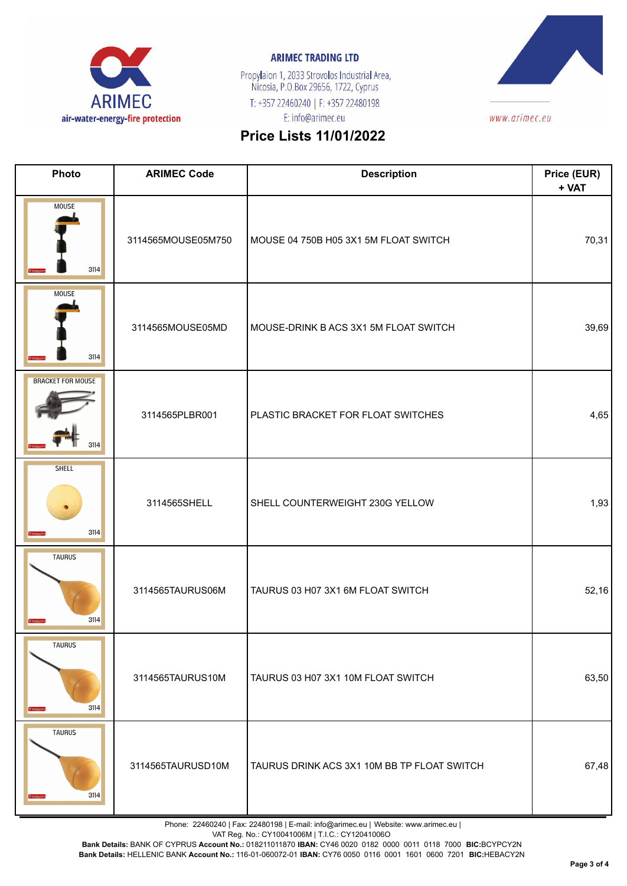**ARIMEC TRADING LTD**

Propylaion 1, 2033 Strovolos Industrial Area,
Nicosia, P.O.Box 29656, 1722, Cyprus
T: +357 22460240 | F: +357 22480198
E: info@arimec.eu

www.arimec.eu

# Price Lists 11/01/2022

| Photo | ARIMEC Code | Description | Price (EUR) + VAT |
|---|---|---|---|
| MOUSE 3114 | 3114565MOUSE05M750 | MOUSE 04 750B H05 3X1 5M FLOAT SWITCH | 70,31 |
| MOUSE 3114 | 3114565MOUSE05MD | MOUSE-DRINK B ACS 3X1 5M FLOAT SWITCH | 39,69 |
| BRACKET FOR MOUSE 3114 | 3114565PLBR001 | PLASTIC BRACKET FOR FLOAT SWITCHES | 4,65 |
| SHELL 3114 | 3114565SHELL | SHELL COUNTERWEIGHT 230G YELLOW | 1,93 |
| TAURUS 3114 | 3114565TAURUS06M | TAURUS 03 H07 3X1 6M FLOAT SWITCH | 52,16 |
| TAURUS 3114 | 3114565TAURUS10M | TAURUS 03 H07 3X1 10M FLOAT SWITCH | 63,50 |
| TAURUS 3114 | 3114565TAURUSD10M | TAURUS DRINK ACS 3X1 10M BB TP FLOAT SWITCH | 67,48 |

Phone: 22460240 | Fax: 22480198 | E-mail: info@arimec.eu | Website: www.arimec.eu |
VAT Reg. No.: CY10041006M | T.I.C.: CY12041006O
**Bank Details:** BANK OF CYPRUS **Account No.:** 018211011870 **IBAN:** CY46 0020 0182 0000 0011 0118 7000 **BIC:**BCYPCY2N
**Bank Details:** HELLENIC BANK **Account No.:** 116-01-060072-01 **IBAN:** CY76 0050 0116 0001 1601 0600 7201 **BIC:**HEBACY2N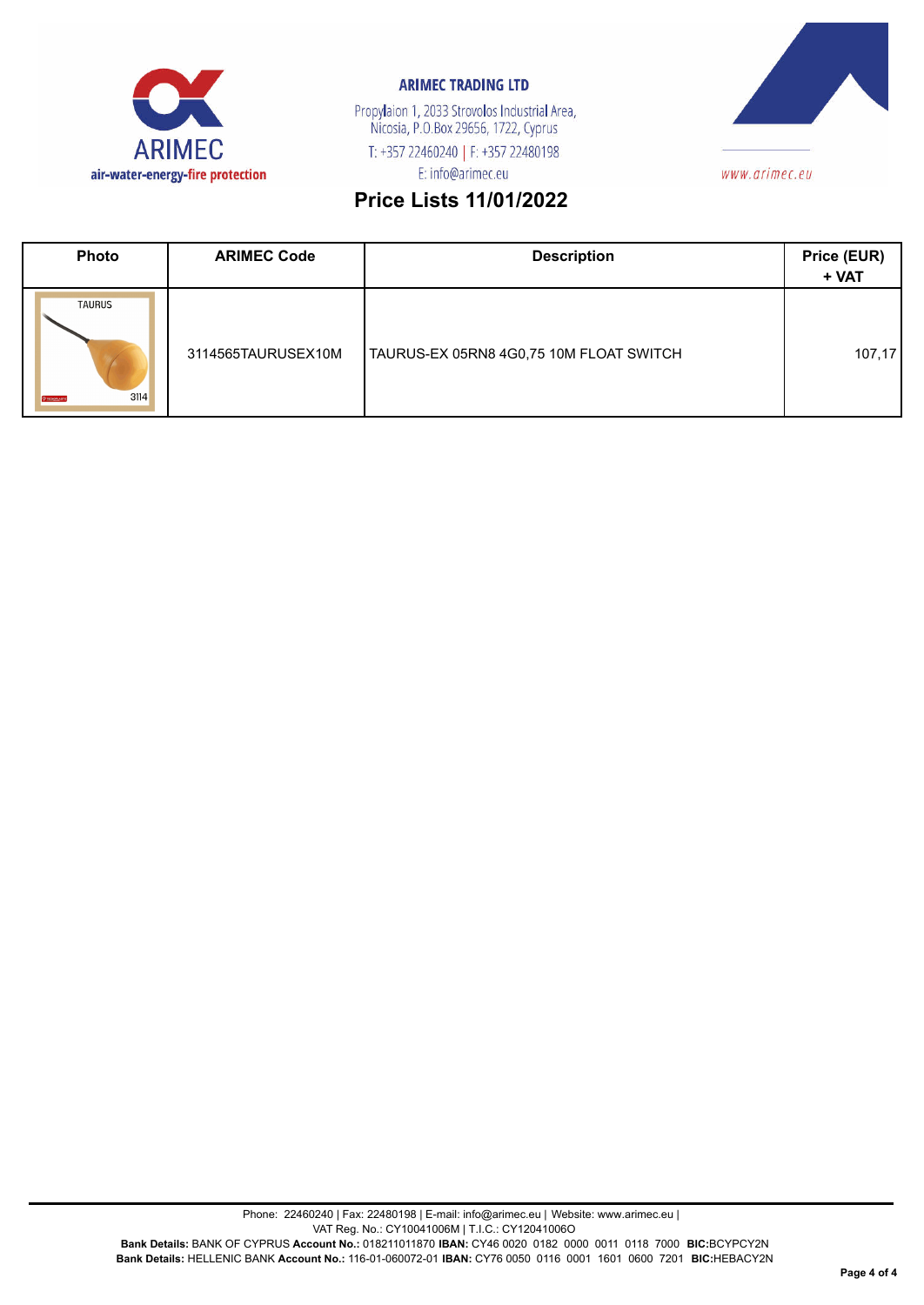**ARIMEC TRADING LTD**

Propylaion 1, 2033 Strovolos Industrial Area, Nicosia, P.O.Box 29656, 1722, Cyprus

T: +357 22460240 | F: +357 22480198

E: info@arimec.eu

www.arimec.eu

# Price Lists 11/01/2022

| Photo | ARIMEC Code | Description | Price (EUR) + VAT |
|---|---|---|---|
| TAURUS 3114 | 3114565TAURUSEX10M | TAURUS-EX 05RN8 4G0,75 10M FLOAT SWITCH | 107,17 |

Phone: 22460240 | Fax: 22480198 | E-mail: info@arimec.eu | Website: www.arimec.eu |
VAT Reg. No.: CY10041006M | T.I.C.: CY12041006O
**Bank Details:** BANK OF CYPRUS **Account No.:** 018211011870 **IBAN:** CY46 0020 0182 0000 0011 0118 7000 **BIC:**BCYPCY2N
**Bank Details:** HELLENIC BANK **Account No.:** 116-01-060072-01 **IBAN:** CY76 0050 0116 0001 1601 0600 7201 **BIC:**HEBACY2N